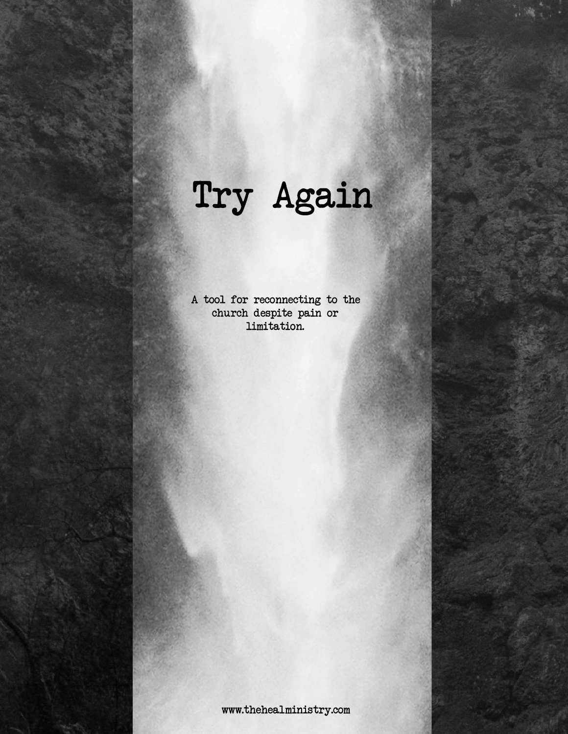# Try Again

A tool for reconnecting to the church despite pain or limitation.

www.thehealministry.com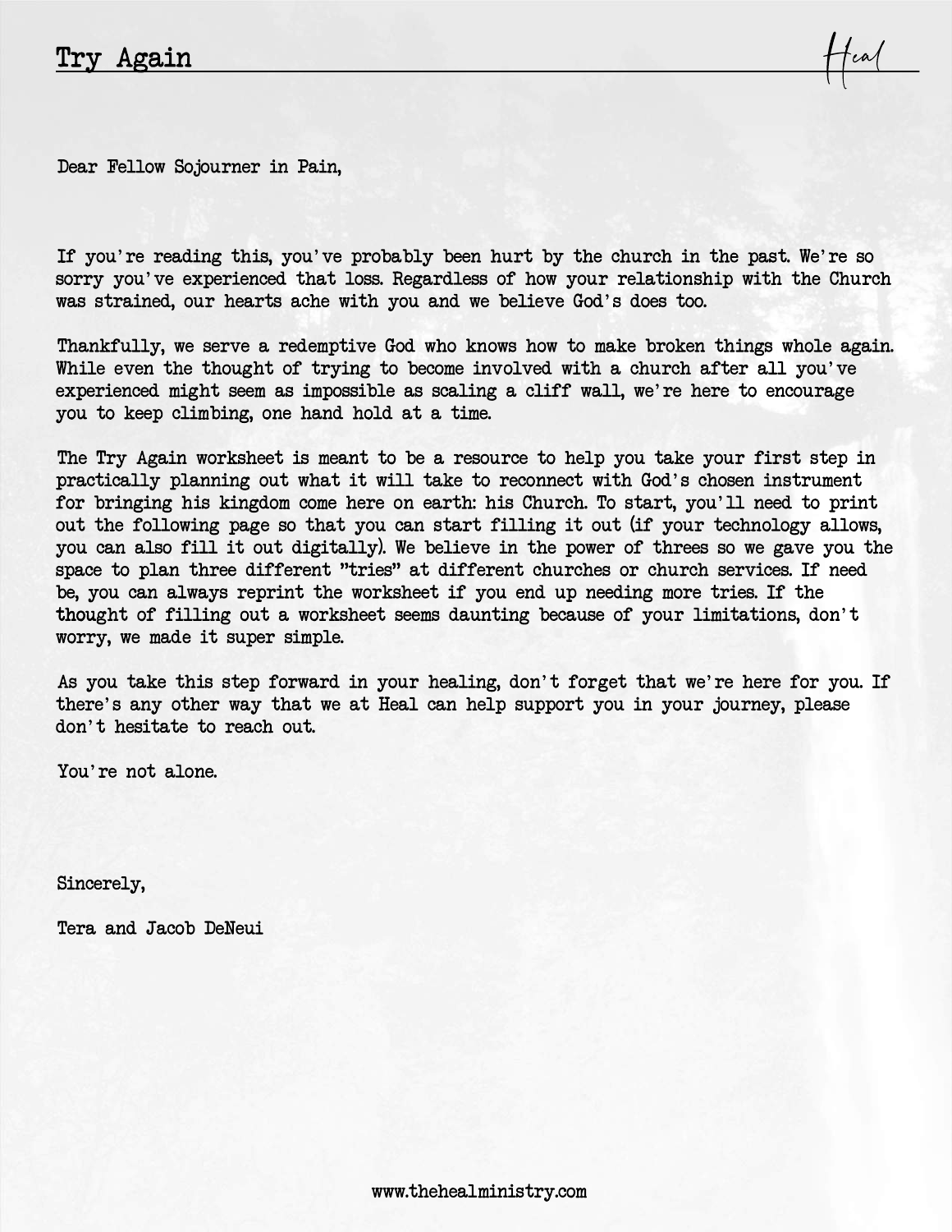# Try Again

Dear Fellow Sojourner in Pain,

If you're reading this, you've probably been hurt by the church in the past. We're so sorry you've experienced that loss. Regardless of how your relationship with the Church was strained, our hearts ache with you and we believe God's does too.

Thankfully, we serve a redemptive God who knows how to make broken things whole again. While even the thought of trying to become involved with a church after all you've experienced might seem as impossible as scaling a cliff wall, we're here to encourage you to keep climbing, one hand hold at a time.

The Try Again worksheet is meant to be a resource to help you take your first step in practically planning out what it will take to reconnect with God's chosen instrument for bringing his kingdom come here on earth: his Church. To start, you'll need to print out the following page so that you can start filling it out (if your technology allows, you can also fill it out digitally). We believe in the power of threes so we gave you the space to plan three different "tries" at different churches or church services. If need be, you can always reprint the worksheet if you end up needing more tries. If the thought of filling out a worksheet seems daunting because of your limitations, don't worry, we made it super simple.

As you take this step forward in your healing, don't forget that we're here for you. If there's any other way that we at Heal can help support you in your journey, please don't hesitate to reach out.

You're not alone.

Sincerely,

Tera and Jacob DeNeui

www.thehealministry.com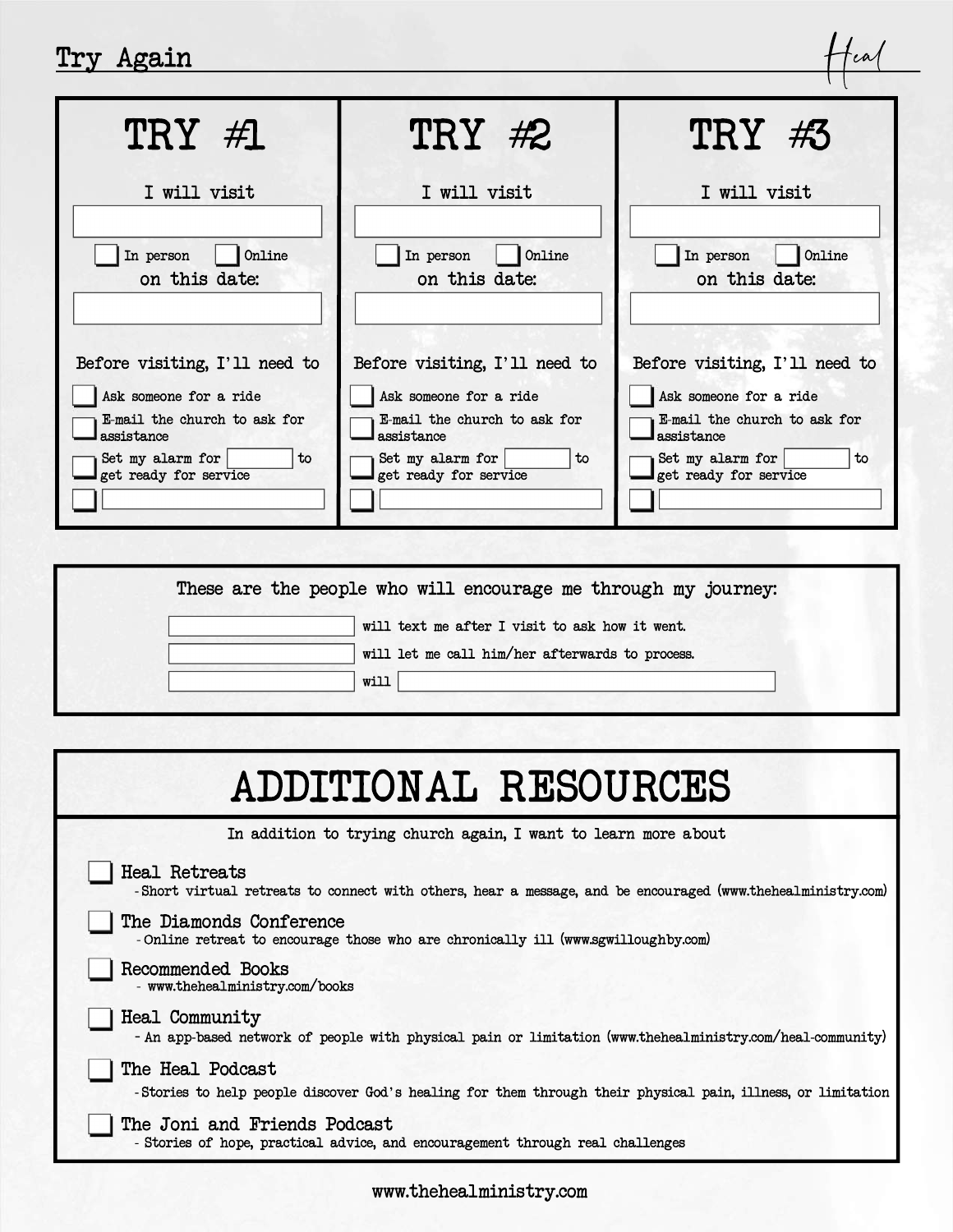## Try Again

| TRY #1 | TRY #2 | TRY #3 |
|---|---|---|
| I will visit ______ | I will visit ______ | I will visit ______ |
| ☐ In person ☐ Online | ☐ In person ☐ Online | ☐ In person ☐ Online |
| on this date: ______ | on this date: ______ | on this date: ______ |
| Before visiting, I'll need to | Before visiting, I'll need to | Before visiting, I'll need to |
| ☐ Ask someone for a ride | ☐ Ask someone for a ride | ☐ Ask someone for a ride |
| ☐ E-mail the church to ask for assistance | ☐ E-mail the church to ask for assistance | ☐ E-mail the church to ask for assistance |
| ☐ Set my alarm for ______ to get ready for service | ☐ Set my alarm for ______ to get ready for service | ☐ Set my alarm for ______ to get ready for service |
| ☐ ______ | ☐ ______ | ☐ ______ |

These are the people who will encourage me through my journey:

______ will text me after I visit to ask how it went.

______ will let me call him/her afterwards to process.

______ will ______

# ADDITIONAL RESOURCES

In addition to trying church again, I want to learn more about

- ☐ Heal Retreats
  - Short virtual retreats to connect with others, hear a message, and be encouraged (www.thehealministry.com)
- ☐ The Diamonds Conference
  - Online retreat to encourage those who are chronically ill (www.sgwilloughby.com)
- ☐ Recommended Books
  - www.thehealministry.com/books
- ☐ Heal Community
  - An app-based network of people with physical pain or limitation (www.thehealministry.com/heal-community)
- ☐ The Heal Podcast
  - Stories to help people discover God's healing for them through their physical pain, illness, or limitation
- ☐ The Joni and Friends Podcast
  - Stories of hope, practical advice, and encouragement through real challenges